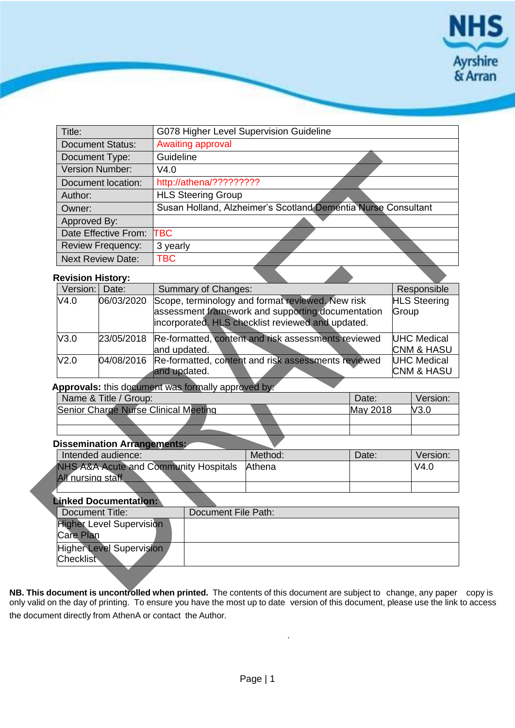| | |
|---|---|
| Title: | G078 Higher Level Supervision Guideline |
| Document Status: | Awaiting approval |
| Document Type: | Guideline |
| Version Number: | V4.0 |
| Document location: | http://athena/????????? |
| Author: | HLS Steering Group |
| Owner: | Susan Holland, Alzheimer's Scotland Dementia Nurse Consultant |
| Approved By: | |
| Date Effective From: | TBC |
| Review Frequency: | 3 yearly |
| Next Review Date: | TBC |

**Revision History:**

| Version: | Date: | Summary of Changes: | Responsible |
|---|---|---|---|
| V4.0 | 06/03/2020 | Scope, terminology and format reviewed. New risk assessment framework and supporting documentation incorporated. HLS checklist reviewed and updated. | HLS Steering Group |
| V3.0 | 23/05/2018 | Re-formatted, content and risk assessments reviewed and updated. | UHC Medical CNM & HASU |
| V2.0 | 04/08/2016 | Re-formatted, content and risk assessments reviewed and updated. | UHC Medical CNM & HASU |

**Approvals:** this document was formally approved by:

| Name & Title / Group: | Date: | Version: |
|---|---|---|
| Senior Charge Nurse Clinical Meeting | May 2018 | V3.0 |
| | | |
| | | |

**Dissemination Arrangements:**

| Intended audience: | Method: | Date: | Version: |
|---|---|---|---|
| NHS A&A Acute and Community Hospitals All nursing staff | Athena | | V4.0 |
| | | | |

**Linked Documentation:**

| Document Title: | Document File Path: |
|---|---|
| Higher Level Supervision Care Plan | |
| Higher Level Supervision Checklist | |

**NB. This document is uncontrolled when printed.** The contents of this document are subject to change, any paper copy is only valid on the day of printing. To ensure you have the most up to date version of this document, please use the link to access the document directly from AthenA or contact the Author.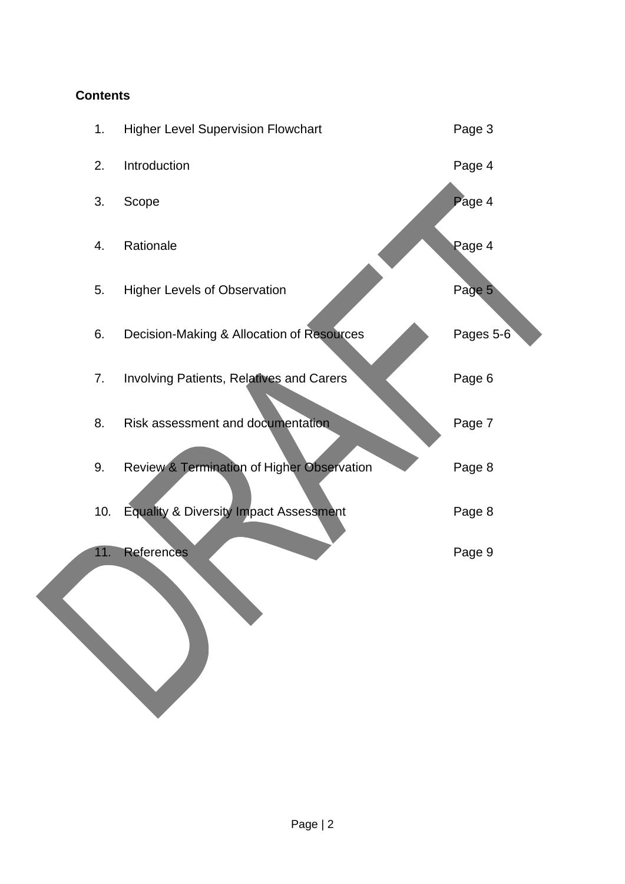**Contents**

| | | |
|---|---|---|
| 1. | Higher Level Supervision Flowchart | Page 3 |
| 2. | Introduction | Page 4 |
| 3. | Scope | Page 4 |
| 4. | Rationale | Page 4 |
| 5. | Higher Levels of Observation | Page 5 |
| 6. | Decision-Making & Allocation of Resources | Pages 5-6 |
| 7. | Involving Patients, Relatives and Carers | Page 6 |
| 8. | Risk assessment and documentation | Page 7 |
| 9. | Review & Termination of Higher Observation | Page 8 |
| 10. | Equality & Diversity Impact Assessment | Page 8 |
| 11. | References | Page 9 |

DRAFT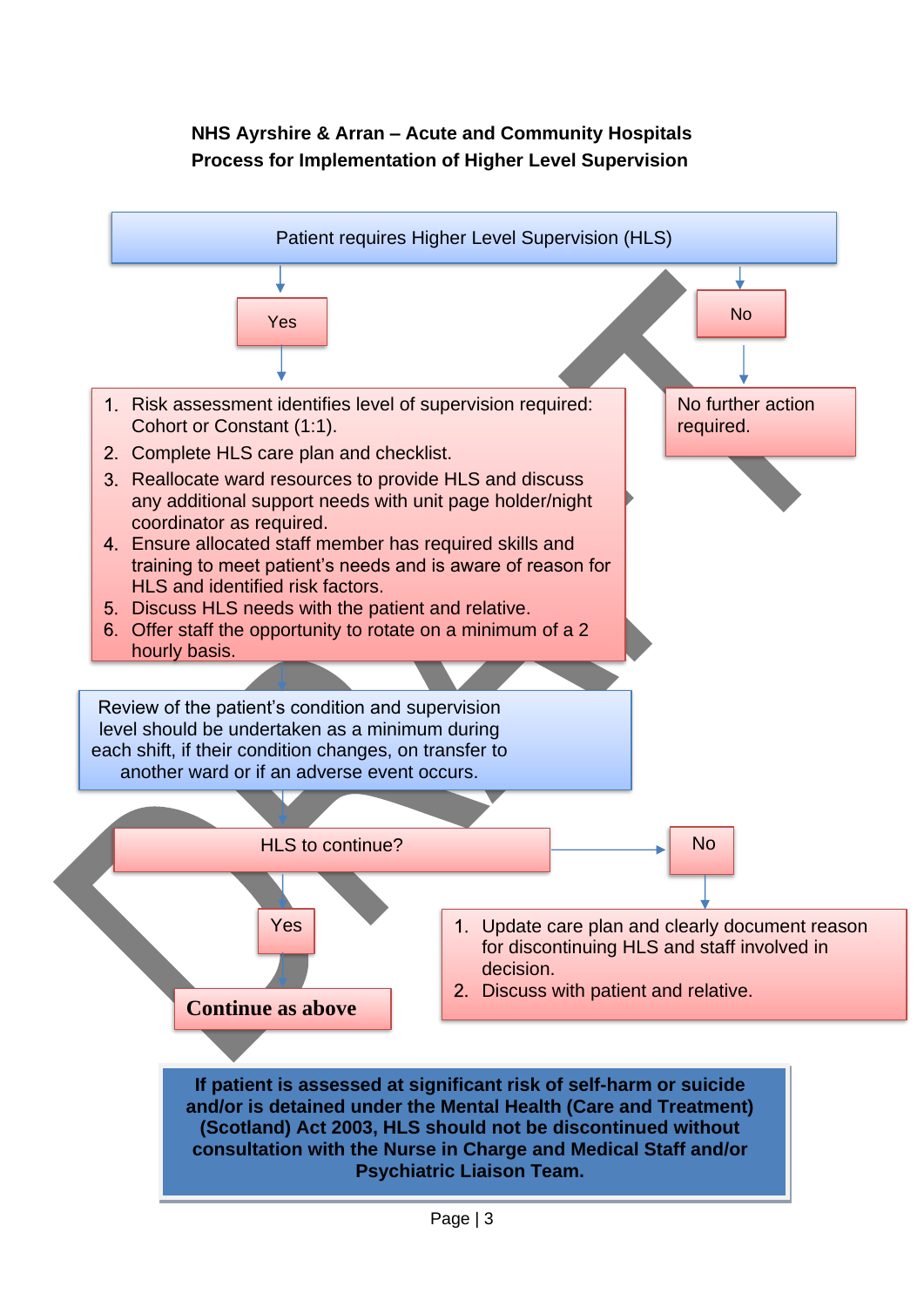**NHS Ayrshire & Arran – Acute and Community Hospitals**
**Process for Implementation of Higher Level Supervision**

Patient requires Higher Level Supervision (HLS)

Yes

1. Risk assessment identifies level of supervision required: Cohort or Constant (1:1).
2. Complete HLS care plan and checklist.
3. Reallocate ward resources to provide HLS and discuss any additional support needs with unit page holder/night coordinator as required.
4. Ensure allocated staff member has required skills and training to meet patient's needs and is aware of reason for HLS and identified risk factors.
5. Discuss HLS needs with the patient and relative.
6. Offer staff the opportunity to rotate on a minimum of a 2 hourly basis.

No

No further action required.

Review of the patient's condition and supervision level should be undertaken as a minimum during each shift, if their condition changes, on transfer to another ward or if an adverse event occurs.

HLS to continue?

Yes

**Continue as above**

No

1. Update care plan and clearly document reason for discontinuing HLS and staff involved in decision.
2. Discuss with patient and relative.

**If patient is assessed at significant risk of self-harm or suicide and/or is detained under the Mental Health (Care and Treatment) (Scotland) Act 2003, HLS should not be discontinued without consultation with the Nurse in Charge and Medical Staff and/or Psychiatric Liaison Team.**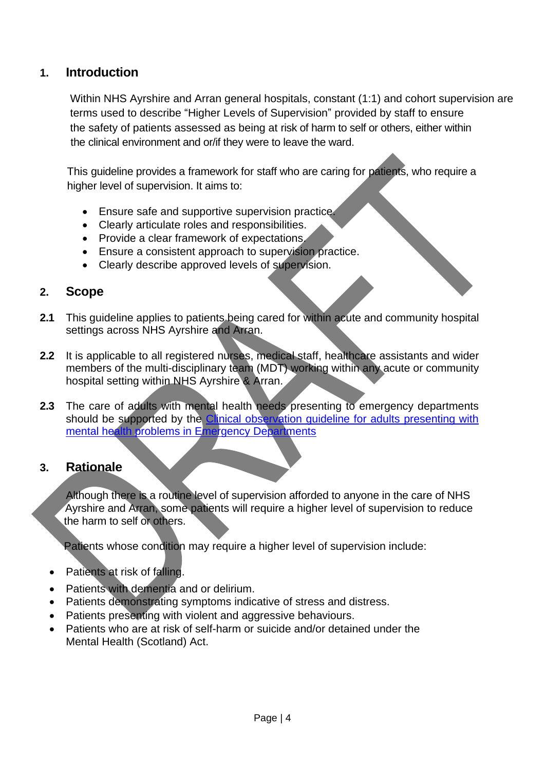## 1. Introduction

Within NHS Ayrshire and Arran general hospitals, constant (1:1) and cohort supervision are terms used to describe "Higher Levels of Supervision" provided by staff to ensure the safety of patients assessed as being at risk of harm to self or others, either within the clinical environment and or/if they were to leave the ward.

This guideline provides a framework for staff who are caring for patients, who require a higher level of supervision. It aims to:

- Ensure safe and supportive supervision practice.
- Clearly articulate roles and responsibilities.
- Provide a clear framework of expectations.
- Ensure a consistent approach to supervision practice.
- Clearly describe approved levels of supervision.

## 2. Scope

**2.1** This guideline applies to patients being cared for within acute and community hospital settings across NHS Ayrshire and Arran.

**2.2** It is applicable to all registered nurses, medical staff, healthcare assistants and wider members of the multi-disciplinary team (MDT) working within any acute or community hospital setting within NHS Ayrshire & Arran.

**2.3** The care of adults with mental health needs presenting to emergency departments should be supported by the Clinical observation guideline for adults presenting with mental health problems in Emergency Departments

## 3. Rationale

Although there is a routine level of supervision afforded to anyone in the care of NHS Ayrshire and Arran, some patients will require a higher level of supervision to reduce the harm to self or others.

Patients whose condition may require a higher level of supervision include:

- Patients at risk of falling.
- Patients with dementia and or delirium.
- Patients demonstrating symptoms indicative of stress and distress.
- Patients presenting with violent and aggressive behaviours.
- Patients who are at risk of self-harm or suicide and/or detained under the Mental Health (Scotland) Act.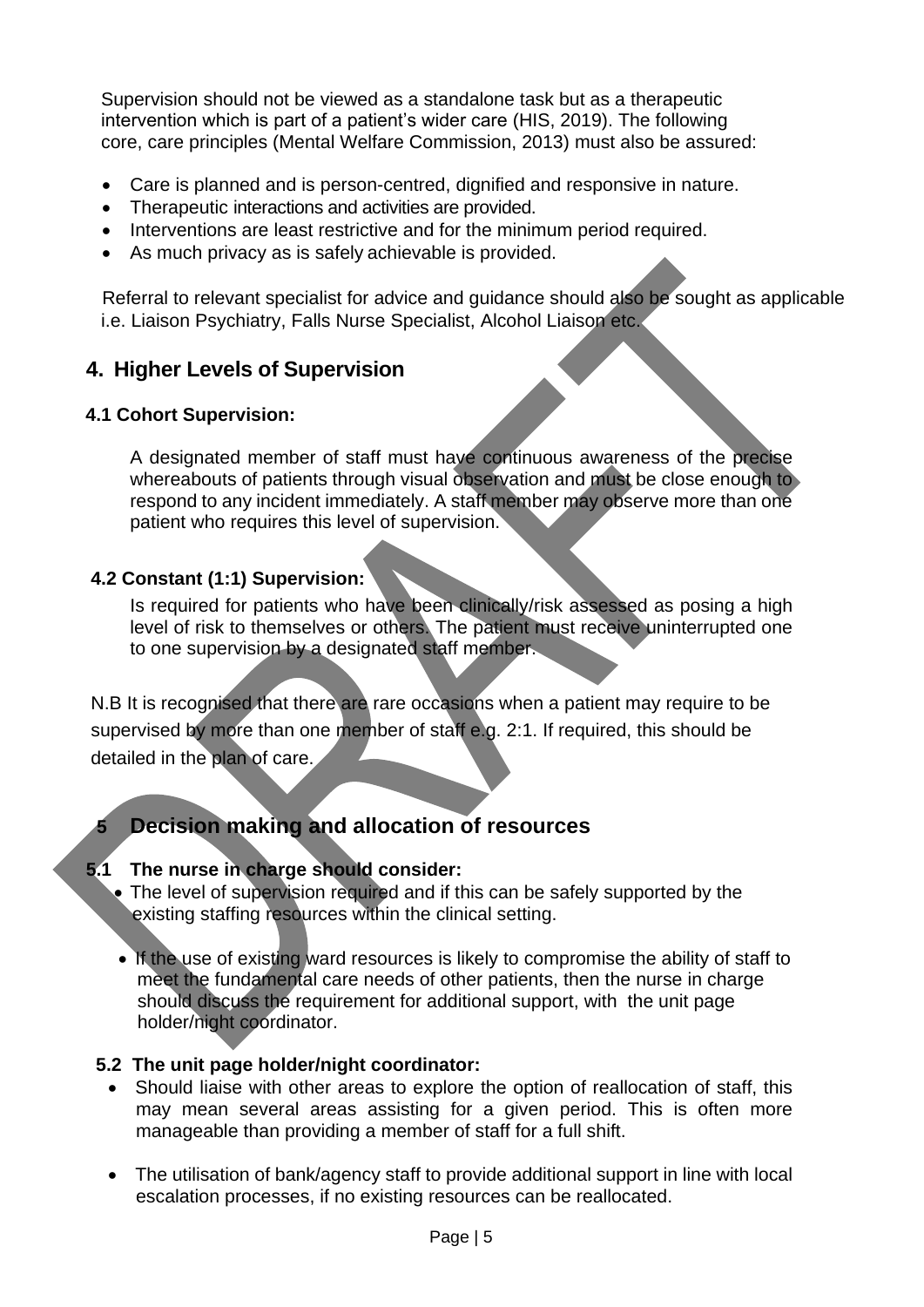Supervision should not be viewed as a standalone task but as a therapeutic intervention which is part of a patient's wider care (HIS, 2019). The following core, care principles (Mental Welfare Commission, 2013) must also be assured:

- Care is planned and is person-centred, dignified and responsive in nature.
- Therapeutic interactions and activities are provided.
- Interventions are least restrictive and for the minimum period required.
- As much privacy as is safely achievable is provided.

Referral to relevant specialist for advice and guidance should also be sought as applicable i.e. Liaison Psychiatry, Falls Nurse Specialist, Alcohol Liaison etc.

## 4. Higher Levels of Supervision

### 4.1 Cohort Supervision:

A designated member of staff must have continuous awareness of the precise whereabouts of patients through visual observation and must be close enough to respond to any incident immediately. A staff member may observe more than one patient who requires this level of supervision.

### 4.2 Constant (1:1) Supervision:

Is required for patients who have been clinically/risk assessed as posing a high level of risk to themselves or others. The patient must receive uninterrupted one to one supervision by a designated staff member.

N.B It is recognised that there are rare occasions when a patient may require to be supervised by more than one member of staff e.g. 2:1. If required, this should be detailed in the plan of care.

## 5 Decision making and allocation of resources

### 5.1 The nurse in charge should consider:

- The level of supervision required and if this can be safely supported by the existing staffing resources within the clinical setting.
- If the use of existing ward resources is likely to compromise the ability of staff to meet the fundamental care needs of other patients, then the nurse in charge should discuss the requirement for additional support, with the unit page holder/night coordinator.

### 5.2 The unit page holder/night coordinator:

- Should liaise with other areas to explore the option of reallocation of staff, this may mean several areas assisting for a given period. This is often more manageable than providing a member of staff for a full shift.
- The utilisation of bank/agency staff to provide additional support in line with local escalation processes, if no existing resources can be reallocated.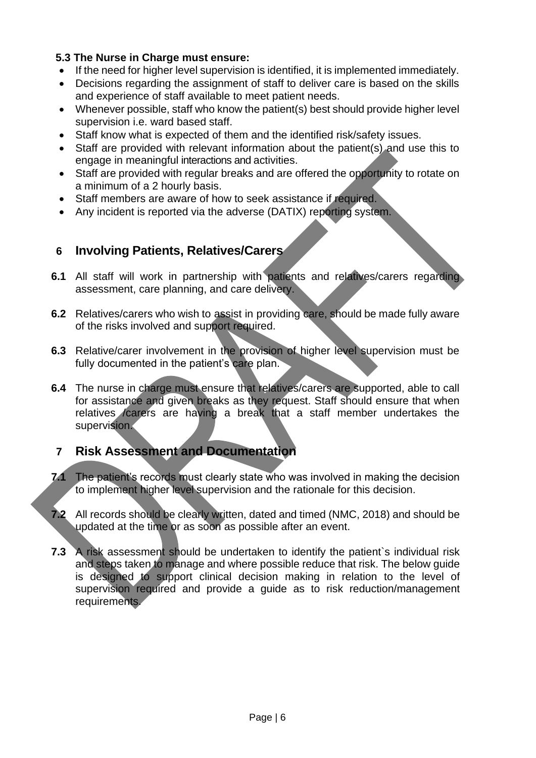**5.3 The Nurse in Charge must ensure:**

- If the need for higher level supervision is identified, it is implemented immediately.
- Decisions regarding the assignment of staff to deliver care is based on the skills and experience of staff available to meet patient needs.
- Whenever possible, staff who know the patient(s) best should provide higher level supervision i.e. ward based staff.
- Staff know what is expected of them and the identified risk/safety issues.
- Staff are provided with relevant information about the patient(s) and use this to engage in meaningful interactions and activities.
- Staff are provided with regular breaks and are offered the opportunity to rotate on a minimum of a 2 hourly basis.
- Staff members are aware of how to seek assistance if required.
- Any incident is reported via the adverse (DATIX) reporting system.

## 6 Involving Patients, Relatives/Carers

**6.1** All staff will work in partnership with patients and relatives/carers regarding assessment, care planning, and care delivery.

**6.2** Relatives/carers who wish to assist in providing care, should be made fully aware of the risks involved and support required.

**6.3** Relative/carer involvement in the provision of higher level supervision must be fully documented in the patient's care plan.

**6.4** The nurse in charge must ensure that relatives/carers are supported, able to call for assistance and given breaks as they request. Staff should ensure that when relatives /carers are having a break that a staff member undertakes the supervision.

## 7 Risk Assessment and Documentation

**7.1** The patient's records must clearly state who was involved in making the decision to implement higher level supervision and the rationale for this decision.

**7.2** All records should be clearly written, dated and timed (NMC, 2018) and should be updated at the time or as soon as possible after an event.

**7.3** A risk assessment should be undertaken to identify the patient`s individual risk and steps taken to manage and where possible reduce that risk. The below guide is designed to support clinical decision making in relation to the level of supervision required and provide a guide as to risk reduction/management requirements.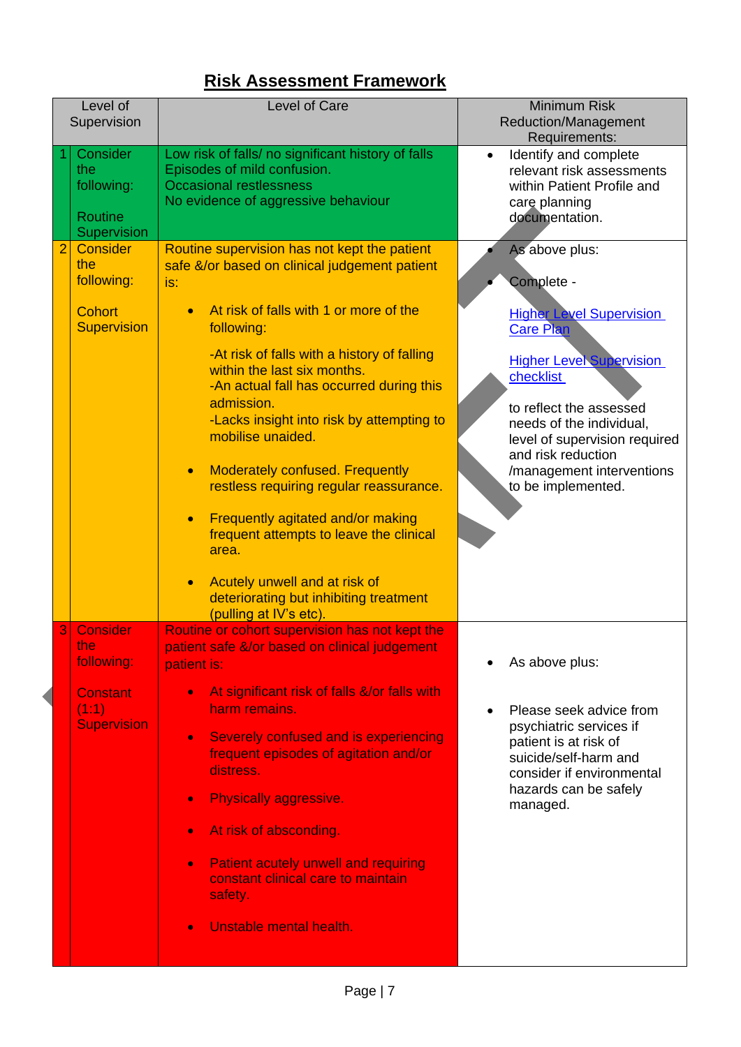## Risk Assessment Framework

| | Level of Supervision | Level of Care | Minimum Risk Reduction/Management Requirements: |
|---|---|---|---|
| 1 | Consider the following:<br><br>Routine Supervision | Low risk of falls/ no significant history of falls<br>Episodes of mild confusion.<br>Occasional restlessness<br>No evidence of aggressive behaviour | • Identify and complete relevant risk assessments within Patient Profile and care planning documentation. |
| 2 | Consider the following:<br><br>Cohort Supervision | Routine supervision has not kept the patient safe &/or based on clinical judgement patient is:<br><br>• At risk of falls with 1 or more of the following:<br>-At risk of falls with a history of falling within the last six months.<br>-An actual fall has occurred during this admission.<br>-Lacks insight into risk by attempting to mobilise unaided.<br><br>• Moderately confused. Frequently restless requiring regular reassurance.<br><br>• Frequently agitated and/or making frequent attempts to leave the clinical area.<br><br>• Acutely unwell and at risk of deteriorating but inhibiting treatment (pulling at IV's etc). | • As above plus:<br><br>• Complete -<br><br>Higher Level Supervision Care Plan<br><br>Higher Level Supervision checklist<br><br>to reflect the assessed needs of the individual, level of supervision required and risk reduction /management interventions to be implemented. |
| 3 | Consider the following:<br><br>Constant (1:1) Supervision | Routine or cohort supervision has not kept the patient safe &/or based on clinical judgement patient is:<br><br>• At significant risk of falls &/or falls with harm remains.<br><br>• Severely confused and is experiencing frequent episodes of agitation and/or distress.<br><br>• Physically aggressive.<br><br>• At risk of absconding.<br><br>• Patient acutely unwell and requiring constant clinical care to maintain safety.<br><br>• Unstable mental health. | • As above plus:<br><br>• Please seek advice from psychiatric services if patient is at risk of suicide/self-harm and consider if environmental hazards can be safely managed. |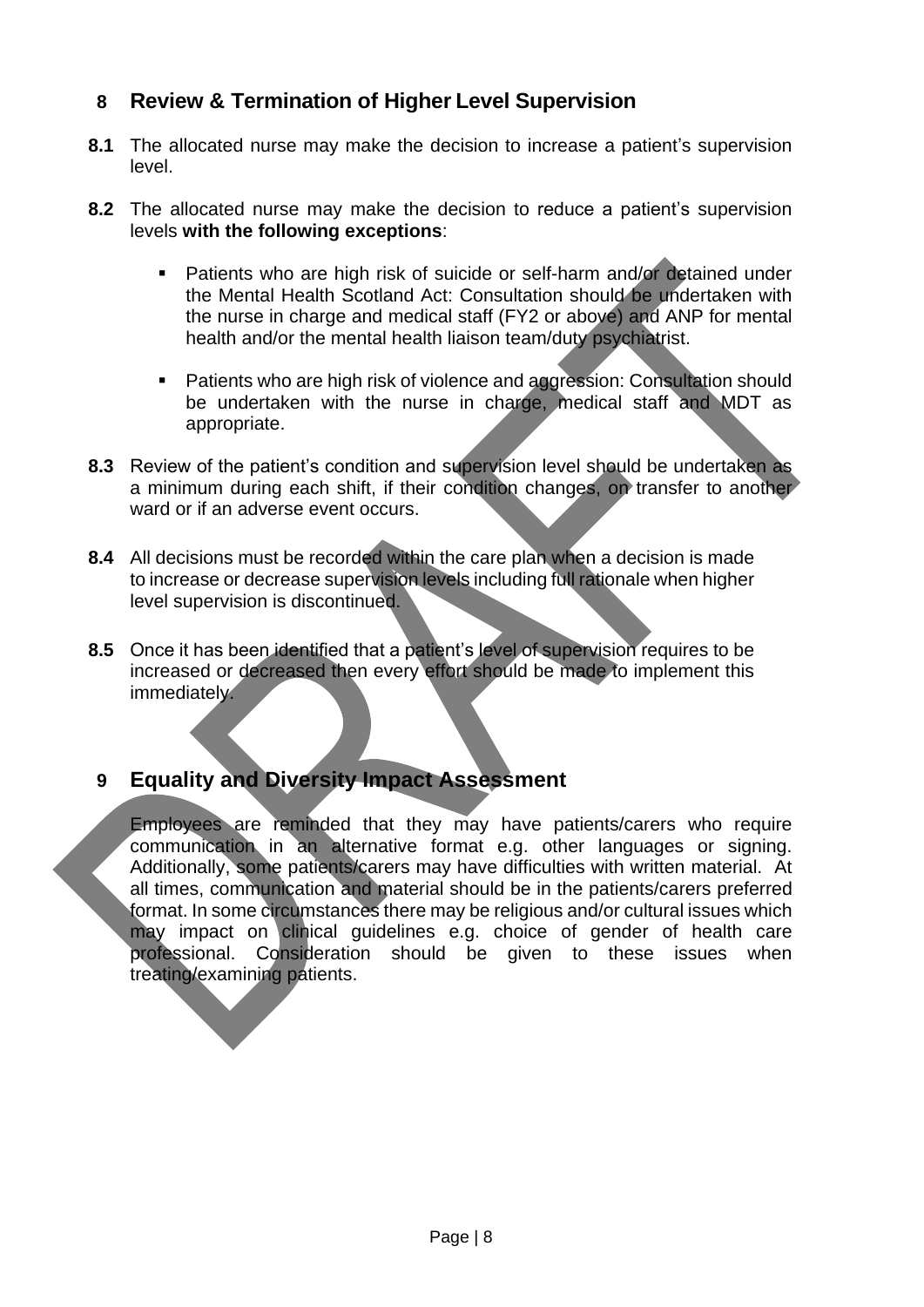## 8 Review & Termination of Higher Level Supervision

**8.1** The allocated nurse may make the decision to increase a patient's supervision level.

**8.2** The allocated nurse may make the decision to reduce a patient's supervision levels **with the following exceptions**:

- Patients who are high risk of suicide or self-harm and/or detained under the Mental Health Scotland Act: Consultation should be undertaken with the nurse in charge and medical staff (FY2 or above) and ANP for mental health and/or the mental health liaison team/duty psychiatrist.
- Patients who are high risk of violence and aggression: Consultation should be undertaken with the nurse in charge, medical staff and MDT as appropriate.

**8.3** Review of the patient's condition and supervision level should be undertaken as a minimum during each shift, if their condition changes, on transfer to another ward or if an adverse event occurs.

**8.4** All decisions must be recorded within the care plan when a decision is made to increase or decrease supervision levels including full rationale when higher level supervision is discontinued.

**8.5** Once it has been identified that a patient's level of supervision requires to be increased or decreased then every effort should be made to implement this immediately.

## 9 Equality and Diversity Impact Assessment

Employees are reminded that they may have patients/carers who require communication in an alternative format e.g. other languages or signing. Additionally, some patients/carers may have difficulties with written material. At all times, communication and material should be in the patients/carers preferred format. In some circumstances there may be religious and/or cultural issues which may impact on clinical guidelines e.g. choice of gender of health care professional. Consideration should be given to these issues when treating/examining patients.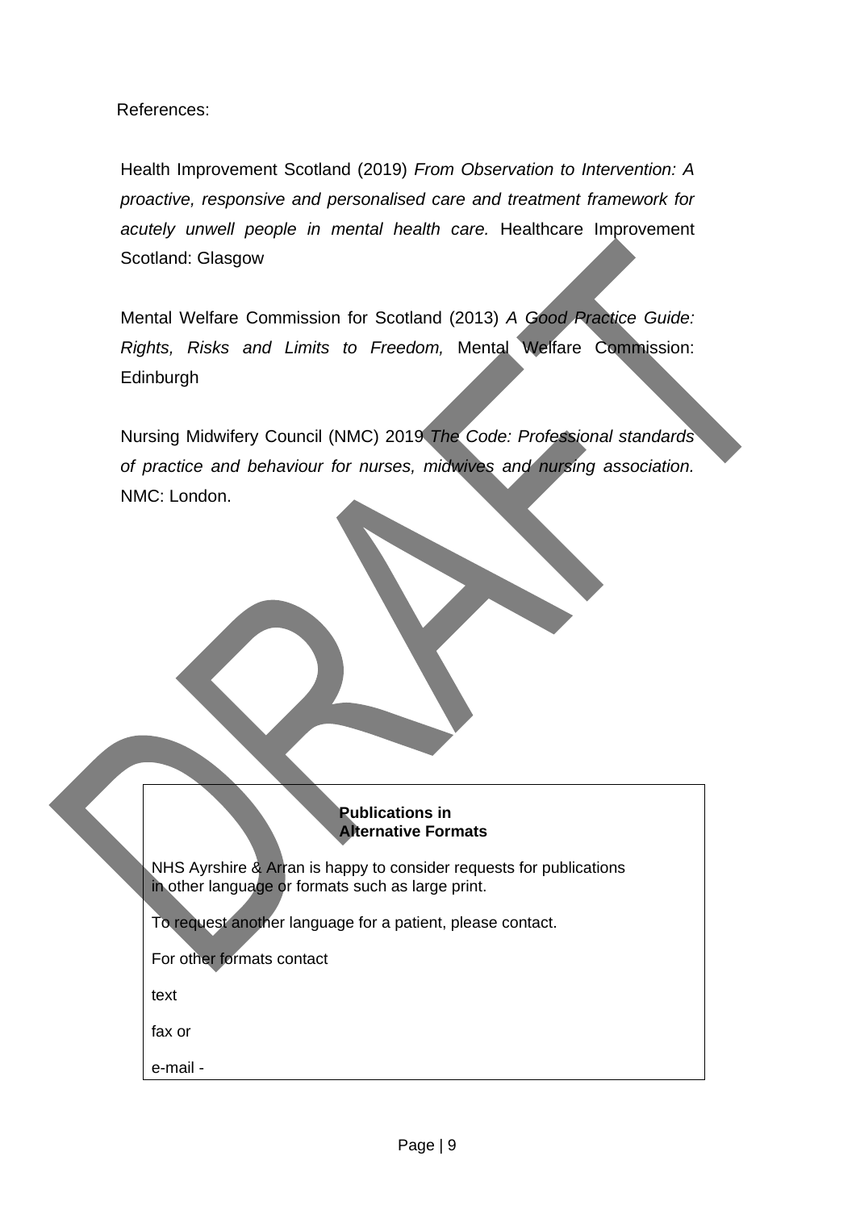References:

Health Improvement Scotland (2019) *From Observation to Intervention: A proactive, responsive and personalised care and treatment framework for acutely unwell people in mental health care.* Healthcare Improvement Scotland: Glasgow

Mental Welfare Commission for Scotland (2013) *A Good Practice Guide: Rights, Risks and Limits to Freedom,* Mental Welfare Commission: Edinburgh

Nursing Midwifery Council (NMC) 2019 *The Code: Professional standards of practice and behaviour for nurses, midwives and nursing association.* NMC: London.

DRAFT

**Publications in Alternative Formats**

NHS Ayrshire & Arran is happy to consider requests for publications in other language or formats such as large print.

To request another language for a patient, please contact.

For other formats contact

text

fax or

e-mail -